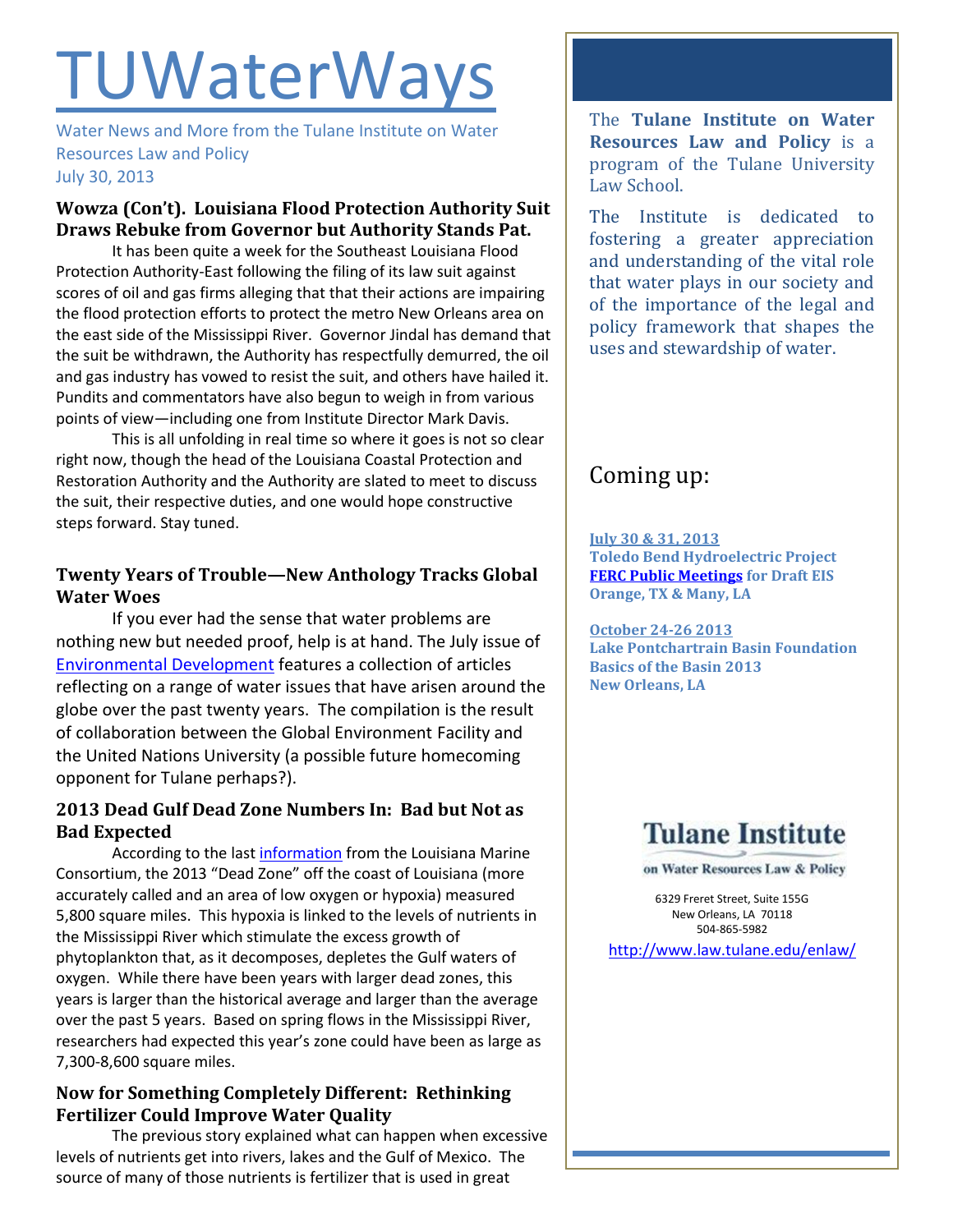# TUWaterWays

Water News and More from the Tulane Institute on Water Resources Law and Policy
July 30, 2013

## Wowza (Con't). Louisiana Flood Protection Authority Suit Draws Rebuke from Governor but Authority Stands Pat.

It has been quite a week for the Southeast Louisiana Flood Protection Authority-East following the filing of its law suit against scores of oil and gas firms alleging that that their actions are impairing the flood protection efforts to protect the metro New Orleans area on the east side of the Mississippi River. Governor Jindal has demand that the suit be withdrawn, the Authority has respectfully demurred, the oil and gas industry has vowed to resist the suit, and others have hailed it. Pundits and commentators have also begun to weigh in from various points of view—including one from Institute Director Mark Davis.

This is all unfolding in real time so where it goes is not so clear right now, though the head of the Louisiana Coastal Protection and Restoration Authority and the Authority are slated to meet to discuss the suit, their respective duties, and one would hope constructive steps forward. Stay tuned.

## Twenty Years of Trouble—New Anthology Tracks Global Water Woes

If you ever had the sense that water problems are nothing new but needed proof, help is at hand. The July issue of [Environmental Development] features a collection of articles reflecting on a range of water issues that have arisen around the globe over the past twenty years. The compilation is the result of collaboration between the Global Environment Facility and the United Nations University (a possible future homecoming opponent for Tulane perhaps?).

## 2013 Dead Gulf Dead Zone Numbers In: Bad but Not as Bad Expected

According to the last [information] from the Louisiana Marine Consortium, the 2013 "Dead Zone" off the coast of Louisiana (more accurately called and an area of low oxygen or hypoxia) measured 5,800 square miles. This hypoxia is linked to the levels of nutrients in the Mississippi River which stimulate the excess growth of phytoplankton that, as it decomposes, depletes the Gulf waters of oxygen. While there have been years with larger dead zones, this years is larger than the historical average and larger than the average over the past 5 years. Based on spring flows in the Mississippi River, researchers had expected this year's zone could have been as large as 7,300-8,600 square miles.

## Now for Something Completely Different: Rethinking Fertilizer Could Improve Water Quality

The previous story explained what can happen when excessive levels of nutrients get into rivers, lakes and the Gulf of Mexico. The source of many of those nutrients is fertilizer that is used in great

---

The **Tulane Institute on Water Resources Law and Policy** is a program of the Tulane University Law School.

The Institute is dedicated to fostering a greater appreciation and understanding of the vital role that water plays in our society and of the importance of the legal and policy framework that shapes the uses and stewardship of water.

## Coming up:

**July 30 & 31, 2013**
**Toledo Bend Hydroelectric Project**
**FERC Public Meetings for Draft EIS**
**Orange, TX & Many, LA**

**October 24-26 2013**
**Lake Pontchartrain Basin Foundation**
**Basics of the Basin 2013**
**New Orleans, LA**

**Tulane Institute**
**on Water Resources Law & Policy**

6329 Freret Street, Suite 155G
New Orleans, LA 70118
504-865-5982

http://www.law.tulane.edu/enlaw/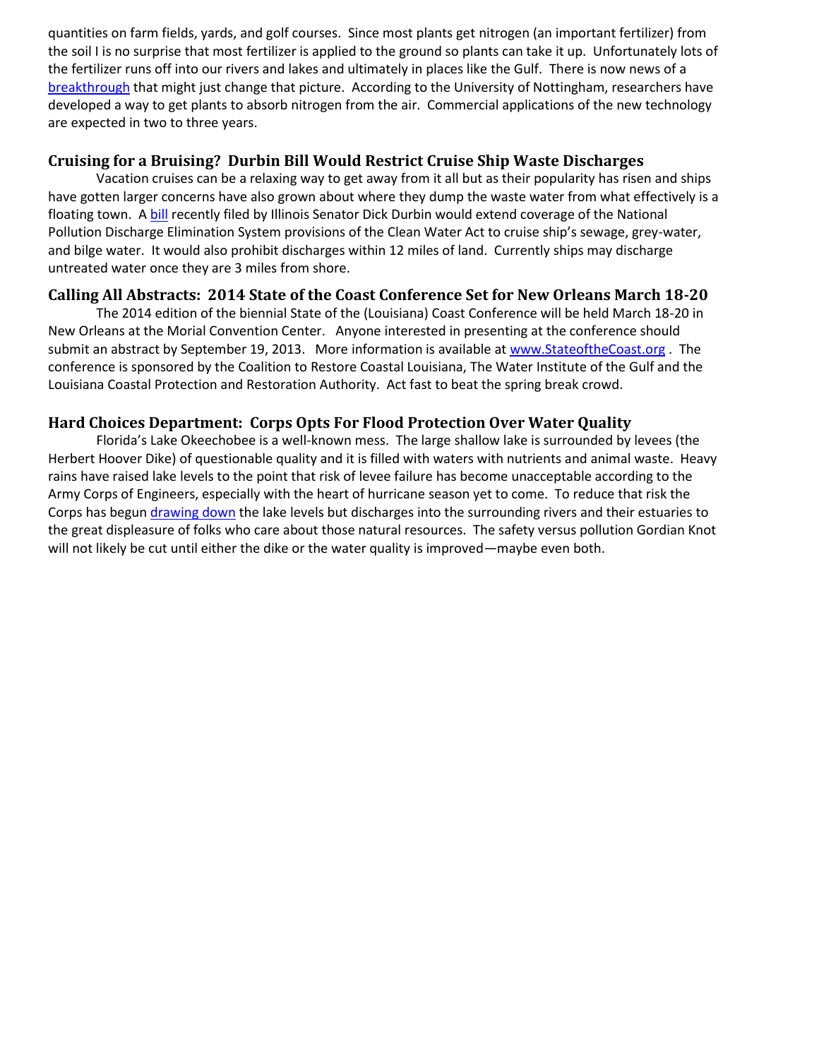quantities on farm fields, yards, and golf courses. Since most plants get nitrogen (an important fertilizer) from the soil I is no surprise that most fertilizer is applied to the ground so plants can take it up. Unfortunately lots of the fertilizer runs off into our rivers and lakes and ultimately in places like the Gulf. There is now news of a breakthrough that might just change that picture. According to the University of Nottingham, researchers have developed a way to get plants to absorb nitrogen from the air. Commercial applications of the new technology are expected in two to three years.

## Cruising for a Bruising? Durbin Bill Would Restrict Cruise Ship Waste Discharges

Vacation cruises can be a relaxing way to get away from it all but as their popularity has risen and ships have gotten larger concerns have also grown about where they dump the waste water from what effectively is a floating town. A bill recently filed by Illinois Senator Dick Durbin would extend coverage of the National Pollution Discharge Elimination System provisions of the Clean Water Act to cruise ship's sewage, grey-water, and bilge water. It would also prohibit discharges within 12 miles of land. Currently ships may discharge untreated water once they are 3 miles from shore.

## Calling All Abstracts: 2014 State of the Coast Conference Set for New Orleans March 18-20

The 2014 edition of the biennial State of the (Louisiana) Coast Conference will be held March 18-20 in New Orleans at the Morial Convention Center. Anyone interested in presenting at the conference should submit an abstract by September 19, 2013. More information is available at www.StateoftheCoast.org . The conference is sponsored by the Coalition to Restore Coastal Louisiana, The Water Institute of the Gulf and the Louisiana Coastal Protection and Restoration Authority. Act fast to beat the spring break crowd.

## Hard Choices Department: Corps Opts For Flood Protection Over Water Quality

Florida's Lake Okeechobee is a well-known mess. The large shallow lake is surrounded by levees (the Herbert Hoover Dike) of questionable quality and it is filled with waters with nutrients and animal waste. Heavy rains have raised lake levels to the point that risk of levee failure has become unacceptable according to the Army Corps of Engineers, especially with the heart of hurricane season yet to come. To reduce that risk the Corps has begun drawing down the lake levels but discharges into the surrounding rivers and their estuaries to the great displeasure of folks who care about those natural resources. The safety versus pollution Gordian Knot will not likely be cut until either the dike or the water quality is improved—maybe even both.